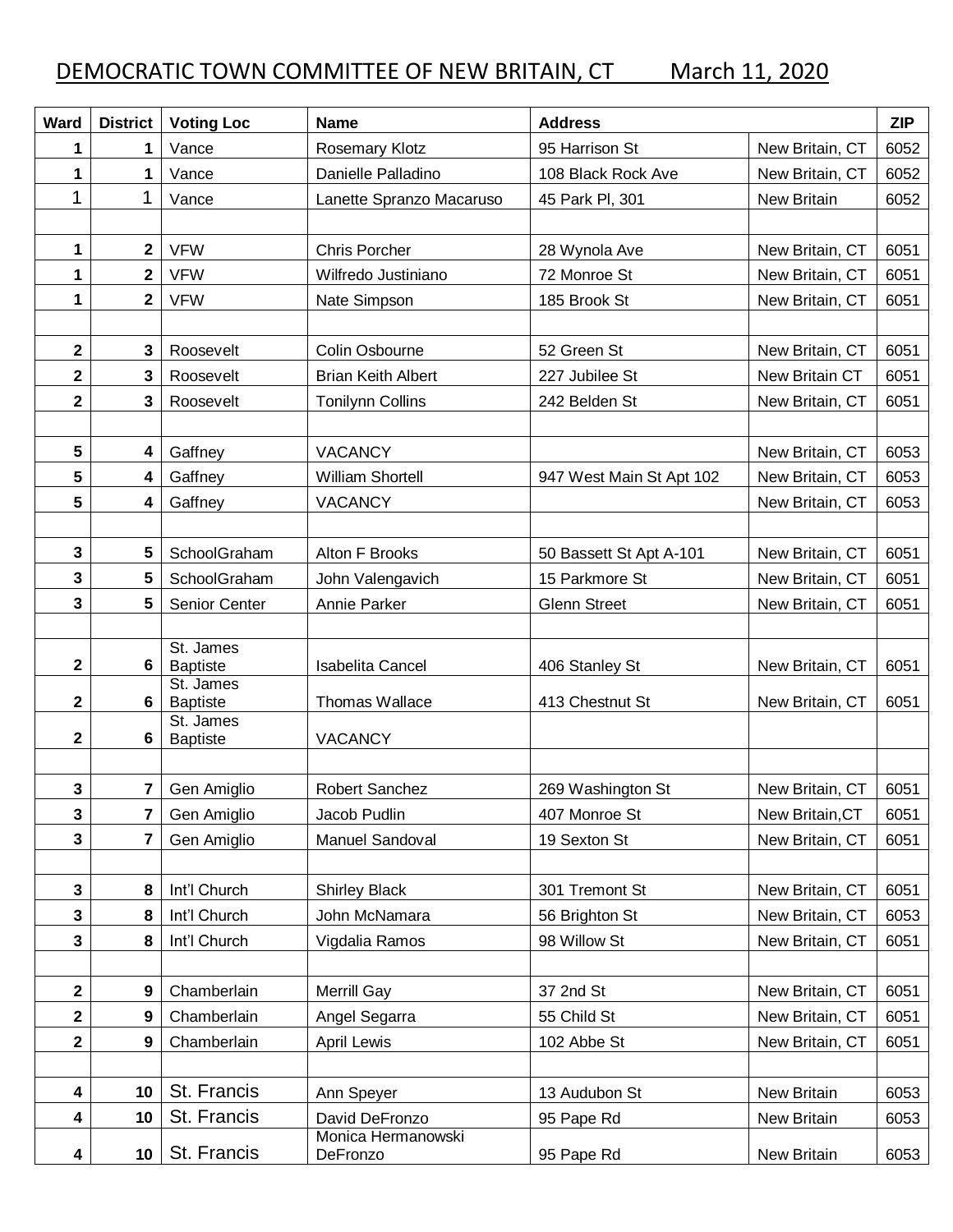# DEMOCRATIC TOWN COMMITTEE OF NEW BRITAIN, CT March 11, 2020

| Ward | District | Voting Loc | Name | Address | | ZIP |
|---|---|---|---|---|---|---|
| 1 | 1 | Vance | Rosemary Klotz | 95 Harrison St | New Britain, CT | 6052 |
| 1 | 1 | Vance | Danielle Palladino | 108 Black Rock Ave | New Britain, CT | 6052 |
| 1 | 1 | Vance | Lanette Spranzo Macaruso | 45 Park Pl, 301 | New Britain | 6052 |
| | | | | | | |
| 1 | 2 | VFW | Chris Porcher | 28 Wynola Ave | New Britain, CT | 6051 |
| 1 | 2 | VFW | Wilfredo Justiniano | 72 Monroe St | New Britain, CT | 6051 |
| 1 | 2 | VFW | Nate Simpson | 185 Brook St | New Britain, CT | 6051 |
| | | | | | | |
| 2 | 3 | Roosevelt | Colin Osbourne | 52 Green St | New Britain, CT | 6051 |
| 2 | 3 | Roosevelt | Brian Keith Albert | 227 Jubilee St | New Britain CT | 6051 |
| 2 | 3 | Roosevelt | Tonilynn Collins | 242 Belden St | New Britain, CT | 6051 |
| | | | | | | |
| 5 | 4 | Gaffney | VACANCY | | New Britain, CT | 6053 |
| 5 | 4 | Gaffney | William Shortell | 947 West Main St Apt 102 | New Britain, CT | 6053 |
| 5 | 4 | Gaffney | VACANCY | | New Britain, CT | 6053 |
| | | | | | | |
| 3 | 5 | SchoolGraham | Alton F Brooks | 50 Bassett St Apt A-101 | New Britain, CT | 6051 |
| 3 | 5 | SchoolGraham | John Valengavich | 15 Parkmore St | New Britain, CT | 6051 |
| 3 | 5 | Senior Center | Annie Parker | Glenn Street | New Britain, CT | 6051 |
| | | | | | | |
| 2 | 6 | St. James Baptiste | Isabelita Cancel | 406 Stanley St | New Britain, CT | 6051 |
| 2 | 6 | St. James Baptiste | Thomas Wallace | 413 Chestnut St | New Britain, CT | 6051 |
| 2 | 6 | St. James Baptiste | VACANCY | | | |
| | | | | | | |
| 3 | 7 | Gen Amiglio | Robert Sanchez | 269 Washington St | New Britain, CT | 6051 |
| 3 | 7 | Gen Amiglio | Jacob Pudlin | 407 Monroe St | New Britain,CT | 6051 |
| 3 | 7 | Gen Amiglio | Manuel Sandoval | 19 Sexton St | New Britain, CT | 6051 |
| | | | | | | |
| 3 | 8 | Int'l Church | Shirley Black | 301 Tremont St | New Britain, CT | 6051 |
| 3 | 8 | Int'l Church | John McNamara | 56 Brighton St | New Britain, CT | 6053 |
| 3 | 8 | Int'l Church | Vigdalia Ramos | 98 Willow St | New Britain, CT | 6051 |
| | | | | | | |
| 2 | 9 | Chamberlain | Merrill Gay | 37 2nd St | New Britain, CT | 6051 |
| 2 | 9 | Chamberlain | Angel Segarra | 55 Child St | New Britain, CT | 6051 |
| 2 | 9 | Chamberlain | April Lewis | 102 Abbe St | New Britain, CT | 6051 |
| | | | | | | |
| 4 | 10 | St. Francis | Ann Speyer | 13 Audubon St | New Britain | 6053 |
| 4 | 10 | St. Francis | David DeFronzo | 95 Pape Rd | New Britain | 6053 |
| 4 | 10 | St. Francis | Monica Hermanowski DeFronzo | 95 Pape Rd | New Britain | 6053 |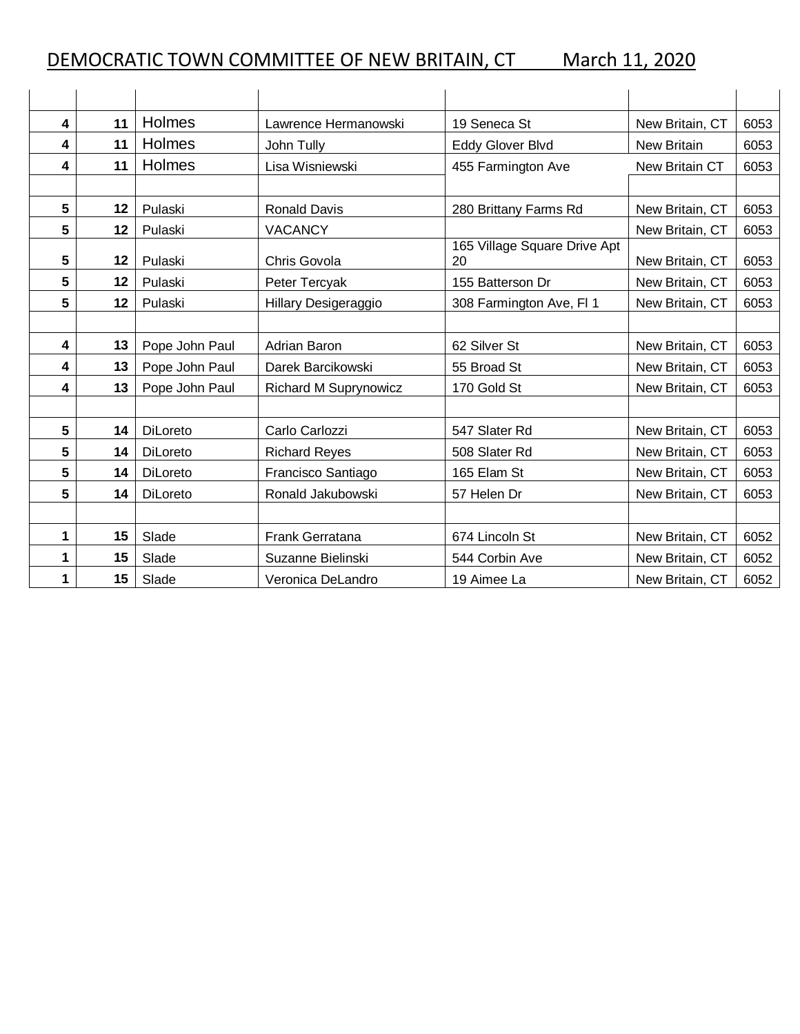## DEMOCRATIC TOWN COMMITTEE OF NEW BRITAIN, CT March 11, 2020

| | | | | | | |
|---|---|---|---|---|---|---|
| | | | | | | |
| 4 | 11 | Holmes | Lawrence Hermanowski | 19 Seneca St | New Britain, CT | 6053 |
| 4 | 11 | Holmes | John Tully | Eddy Glover Blvd | New Britain | 6053 |
| 4 | 11 | Holmes | Lisa Wisniewski | 455 Farmington Ave | New Britain CT | 6053 |
| | | | | | | |
| 5 | 12 | Pulaski | Ronald Davis | 280 Brittany Farms Rd | New Britain, CT | 6053 |
| 5 | 12 | Pulaski | VACANCY | | New Britain, CT | 6053 |
| 5 | 12 | Pulaski | Chris Govola | 165 Village Square Drive Apt 20 | New Britain, CT | 6053 |
| 5 | 12 | Pulaski | Peter Tercyak | 155 Batterson Dr | New Britain, CT | 6053 |
| 5 | 12 | Pulaski | Hillary Desigeraggio | 308 Farmington Ave, Fl 1 | New Britain, CT | 6053 |
| | | | | | | |
| 4 | 13 | Pope John Paul | Adrian Baron | 62 Silver St | New Britain, CT | 6053 |
| 4 | 13 | Pope John Paul | Darek Barcikowski | 55 Broad St | New Britain, CT | 6053 |
| 4 | 13 | Pope John Paul | Richard M Suprynowicz | 170 Gold St | New Britain, CT | 6053 |
| | | | | | | |
| 5 | 14 | DiLoreto | Carlo Carlozzi | 547 Slater Rd | New Britain, CT | 6053 |
| 5 | 14 | DiLoreto | Richard Reyes | 508 Slater Rd | New Britain, CT | 6053 |
| 5 | 14 | DiLoreto | Francisco Santiago | 165 Elam St | New Britain, CT | 6053 |
| 5 | 14 | DiLoreto | Ronald Jakubowski | 57 Helen Dr | New Britain, CT | 6053 |
| | | | | | | |
| 1 | 15 | Slade | Frank Gerratana | 674 Lincoln St | New Britain, CT | 6052 |
| 1 | 15 | Slade | Suzanne Bielinski | 544 Corbin Ave | New Britain, CT | 6052 |
| 1 | 15 | Slade | Veronica DeLandro | 19 Aimee La | New Britain, CT | 6052 |